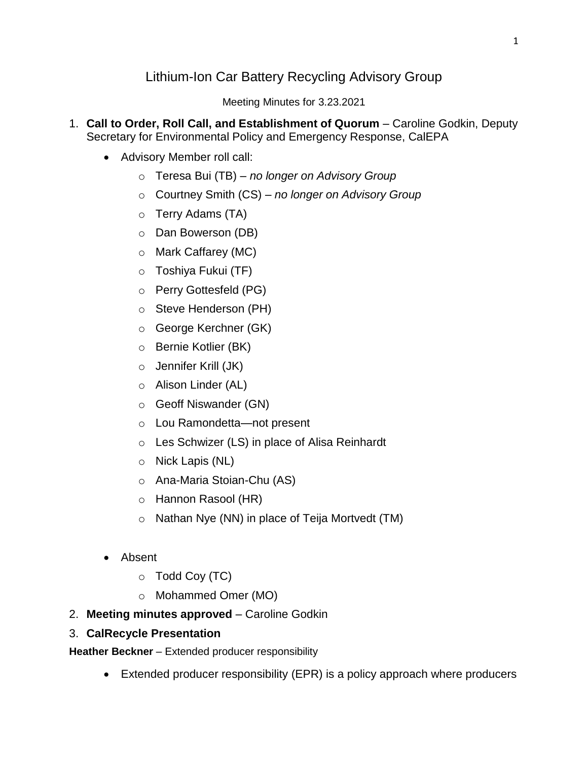# Lithium-Ion Car Battery Recycling Advisory Group

Meeting Minutes for 3.23.2021

1. **Call to Order, Roll Call, and Establishment of Quorum** – Caroline Godkin, Deputy Secretary for Environmental Policy and Emergency Response, CalEPA
   - Advisory Member roll call:
     - Teresa Bui (TB) – *no longer on Advisory Group*
     - Courtney Smith (CS) – *no longer on Advisory Group*
     - Terry Adams (TA)
     - Dan Bowerson (DB)
     - Mark Caffarey (MC)
     - Toshiya Fukui (TF)
     - Perry Gottesfeld (PG)
     - Steve Henderson (PH)
     - George Kerchner (GK)
     - Bernie Kotlier (BK)
     - Jennifer Krill (JK)
     - Alison Linder (AL)
     - Geoff Niswander (GN)
     - Lou Ramondetta—not present
     - Les Schwizer (LS) in place of Alisa Reinhardt
     - Nick Lapis (NL)
     - Ana-Maria Stoian-Chu (AS)
     - Hannon Rasool (HR)
     - Nathan Nye (NN) in place of Teija Mortvedt (TM)
   - Absent
     - Todd Coy (TC)
     - Mohammed Omer (MO)
2. **Meeting minutes approved** – Caroline Godkin
3. **CalRecycle Presentation**

**Heather Beckner** – Extended producer responsibility

- Extended producer responsibility (EPR) is a policy approach where producers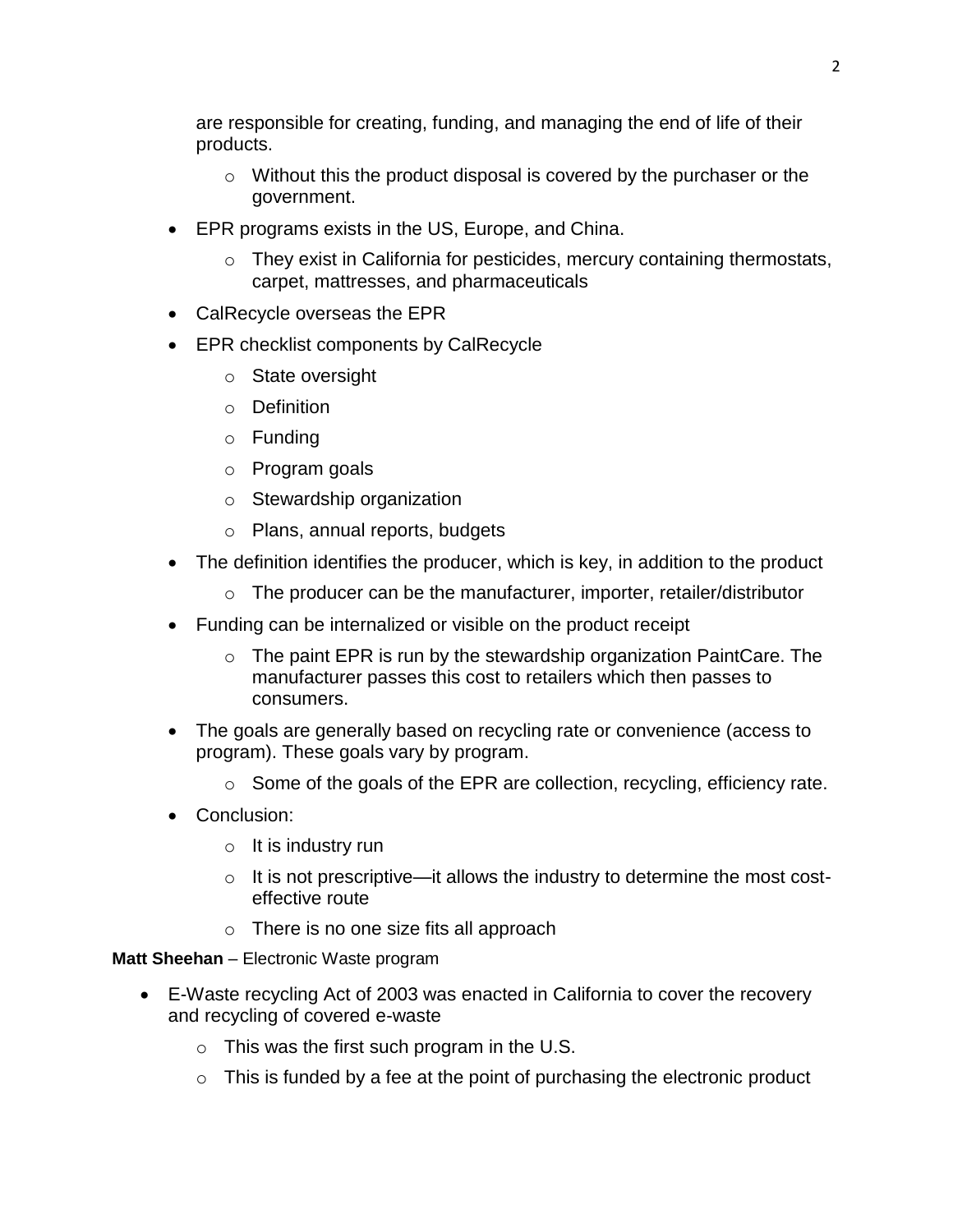are responsible for creating, funding, and managing the end of life of their products.

  - Without this the product disposal is covered by the purchaser or the government.

- EPR programs exists in the US, Europe, and China.
  - They exist in California for pesticides, mercury containing thermostats, carpet, mattresses, and pharmaceuticals
- CalRecycle overseas the EPR
- EPR checklist components by CalRecycle
  - State oversight
  - Definition
  - Funding
  - Program goals
  - Stewardship organization
  - Plans, annual reports, budgets
- The definition identifies the producer, which is key, in addition to the product
  - The producer can be the manufacturer, importer, retailer/distributor
- Funding can be internalized or visible on the product receipt
  - The paint EPR is run by the stewardship organization PaintCare. The manufacturer passes this cost to retailers which then passes to consumers.
- The goals are generally based on recycling rate or convenience (access to program). These goals vary by program.
  - Some of the goals of the EPR are collection, recycling, efficiency rate.
- Conclusion:
  - It is industry run
  - It is not prescriptive—it allows the industry to determine the most cost-effective route
  - There is no one size fits all approach

**Matt Sheehan** – Electronic Waste program

- E-Waste recycling Act of 2003 was enacted in California to cover the recovery and recycling of covered e-waste
  - This was the first such program in the U.S.
  - This is funded by a fee at the point of purchasing the electronic product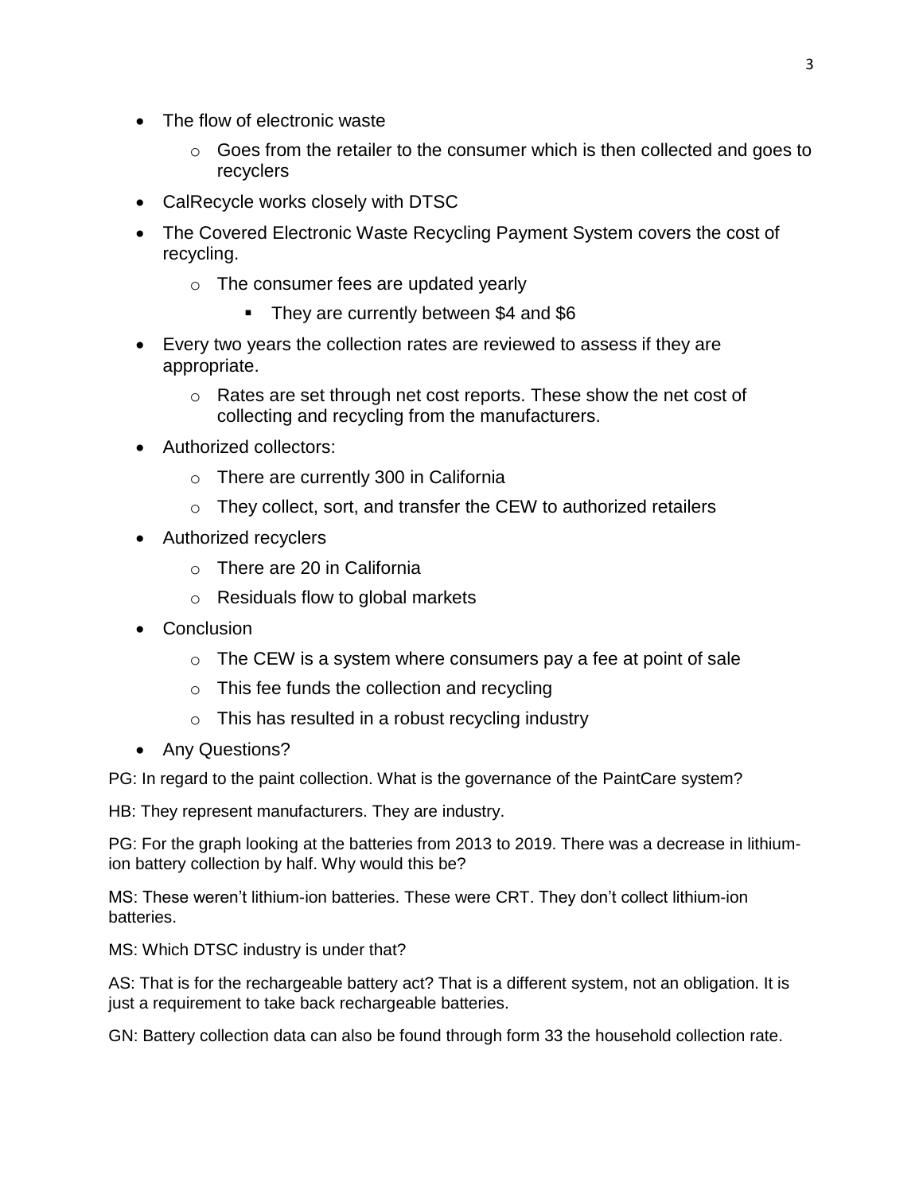- The flow of electronic waste
  - Goes from the retailer to the consumer which is then collected and goes to recyclers
- CalRecycle works closely with DTSC
- The Covered Electronic Waste Recycling Payment System covers the cost of recycling.
  - The consumer fees are updated yearly
    - They are currently between $4 and $6
- Every two years the collection rates are reviewed to assess if they are appropriate.
  - Rates are set through net cost reports. These show the net cost of collecting and recycling from the manufacturers.
- Authorized collectors:
  - There are currently 300 in California
  - They collect, sort, and transfer the CEW to authorized retailers
- Authorized recyclers
  - There are 20 in California
  - Residuals flow to global markets
- Conclusion
  - The CEW is a system where consumers pay a fee at point of sale
  - This fee funds the collection and recycling
  - This has resulted in a robust recycling industry
- Any Questions?

PG: In regard to the paint collection. What is the governance of the PaintCare system?

HB: They represent manufacturers. They are industry.

PG: For the graph looking at the batteries from 2013 to 2019. There was a decrease in lithium-ion battery collection by half. Why would this be?

MS: These weren't lithium-ion batteries. These were CRT. They don't collect lithium-ion batteries.

MS: Which DTSC industry is under that?

AS: That is for the rechargeable battery act? That is a different system, not an obligation. It is just a requirement to take back rechargeable batteries.

GN: Battery collection data can also be found through form 33 the household collection rate.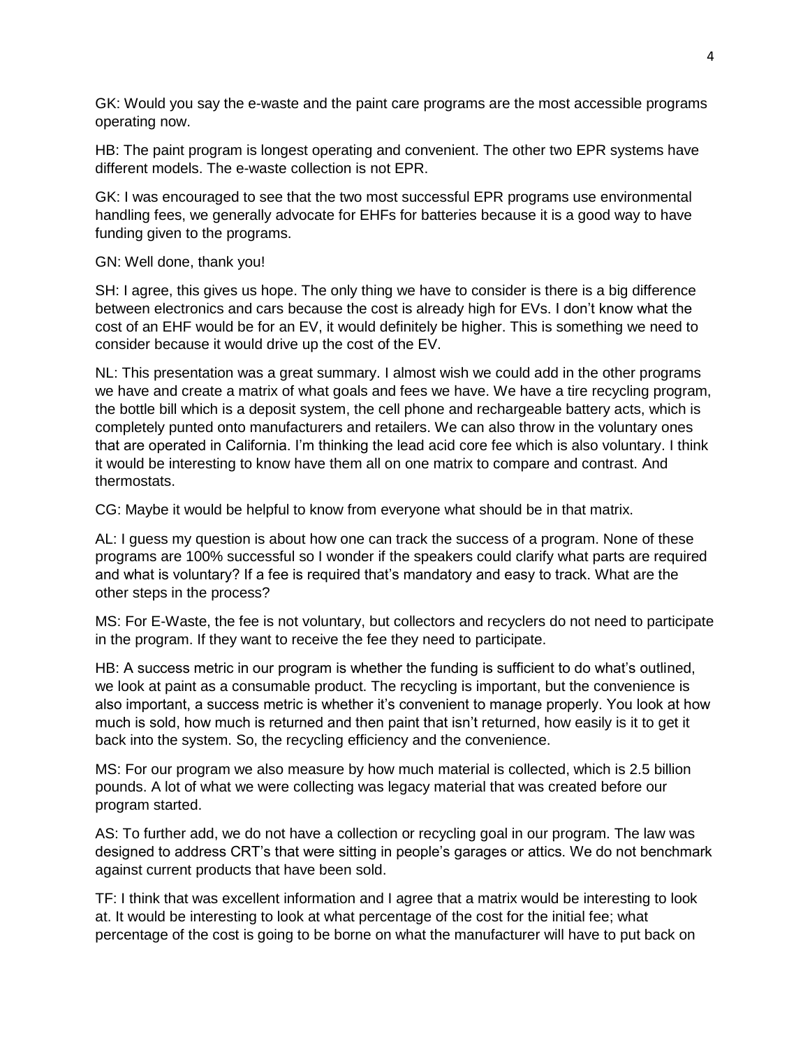GK: Would you say the e-waste and the paint care programs are the most accessible programs operating now.

HB: The paint program is longest operating and convenient. The other two EPR systems have different models. The e-waste collection is not EPR.

GK: I was encouraged to see that the two most successful EPR programs use environmental handling fees, we generally advocate for EHFs for batteries because it is a good way to have funding given to the programs.

GN: Well done, thank you!

SH: I agree, this gives us hope. The only thing we have to consider is there is a big difference between electronics and cars because the cost is already high for EVs. I don't know what the cost of an EHF would be for an EV, it would definitely be higher. This is something we need to consider because it would drive up the cost of the EV.

NL: This presentation was a great summary. I almost wish we could add in the other programs we have and create a matrix of what goals and fees we have. We have a tire recycling program, the bottle bill which is a deposit system, the cell phone and rechargeable battery acts, which is completely punted onto manufacturers and retailers. We can also throw in the voluntary ones that are operated in California. I'm thinking the lead acid core fee which is also voluntary. I think it would be interesting to know have them all on one matrix to compare and contrast. And thermostats.

CG: Maybe it would be helpful to know from everyone what should be in that matrix.

AL: I guess my question is about how one can track the success of a program. None of these programs are 100% successful so I wonder if the speakers could clarify what parts are required and what is voluntary? If a fee is required that's mandatory and easy to track. What are the other steps in the process?

MS: For E-Waste, the fee is not voluntary, but collectors and recyclers do not need to participate in the program. If they want to receive the fee they need to participate.

HB: A success metric in our program is whether the funding is sufficient to do what's outlined, we look at paint as a consumable product. The recycling is important, but the convenience is also important, a success metric is whether it's convenient to manage properly. You look at how much is sold, how much is returned and then paint that isn't returned, how easily is it to get it back into the system. So, the recycling efficiency and the convenience.

MS: For our program we also measure by how much material is collected, which is 2.5 billion pounds. A lot of what we were collecting was legacy material that was created before our program started.

AS: To further add, we do not have a collection or recycling goal in our program. The law was designed to address CRT's that were sitting in people's garages or attics. We do not benchmark against current products that have been sold.

TF: I think that was excellent information and I agree that a matrix would be interesting to look at. It would be interesting to look at what percentage of the cost for the initial fee; what percentage of the cost is going to be borne on what the manufacturer will have to put back on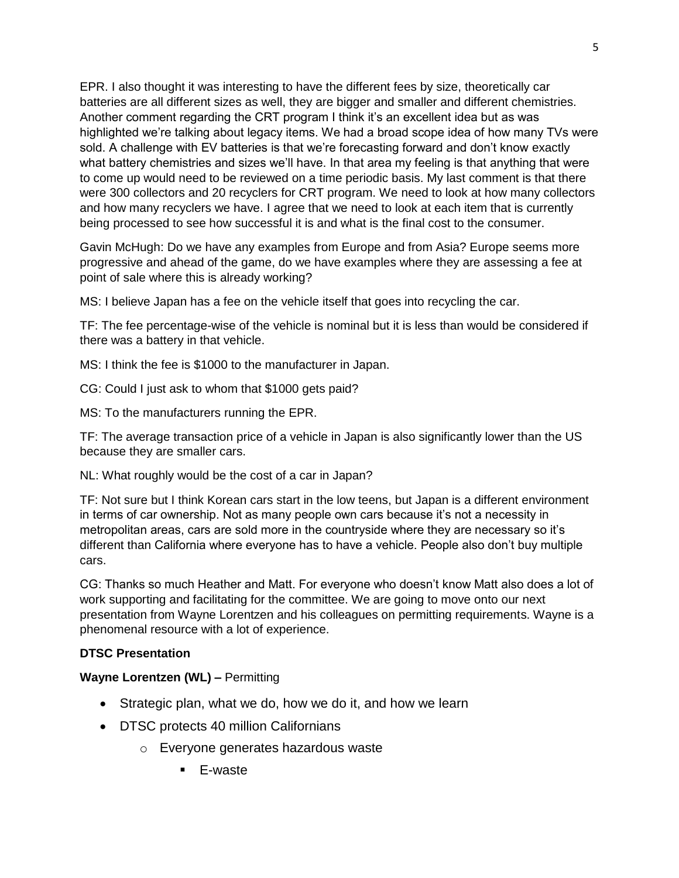EPR. I also thought it was interesting to have the different fees by size, theoretically car batteries are all different sizes as well, they are bigger and smaller and different chemistries. Another comment regarding the CRT program I think it's an excellent idea but as was highlighted we're talking about legacy items. We had a broad scope idea of how many TVs were sold. A challenge with EV batteries is that we're forecasting forward and don't know exactly what battery chemistries and sizes we'll have. In that area my feeling is that anything that were to come up would need to be reviewed on a time periodic basis. My last comment is that there were 300 collectors and 20 recyclers for CRT program. We need to look at how many collectors and how many recyclers we have. I agree that we need to look at each item that is currently being processed to see how successful it is and what is the final cost to the consumer.

Gavin McHugh: Do we have any examples from Europe and from Asia? Europe seems more progressive and ahead of the game, do we have examples where they are assessing a fee at point of sale where this is already working?

MS: I believe Japan has a fee on the vehicle itself that goes into recycling the car.

TF: The fee percentage-wise of the vehicle is nominal but it is less than would be considered if there was a battery in that vehicle.

MS: I think the fee is $1000 to the manufacturer in Japan.

CG: Could I just ask to whom that $1000 gets paid?

MS: To the manufacturers running the EPR.

TF: The average transaction price of a vehicle in Japan is also significantly lower than the US because they are smaller cars.

NL: What roughly would be the cost of a car in Japan?

TF: Not sure but I think Korean cars start in the low teens, but Japan is a different environment in terms of car ownership. Not as many people own cars because it's not a necessity in metropolitan areas, cars are sold more in the countryside where they are necessary so it's different than California where everyone has to have a vehicle. People also don't buy multiple cars.

CG: Thanks so much Heather and Matt. For everyone who doesn't know Matt also does a lot of work supporting and facilitating for the committee. We are going to move onto our next presentation from Wayne Lorentzen and his colleagues on permitting requirements. Wayne is a phenomenal resource with a lot of experience.

**DTSC Presentation**

**Wayne Lorentzen (WL) –** Permitting

- Strategic plan, what we do, how we do it, and how we learn
- DTSC protects 40 million Californians
    - Everyone generates hazardous waste
        - E-waste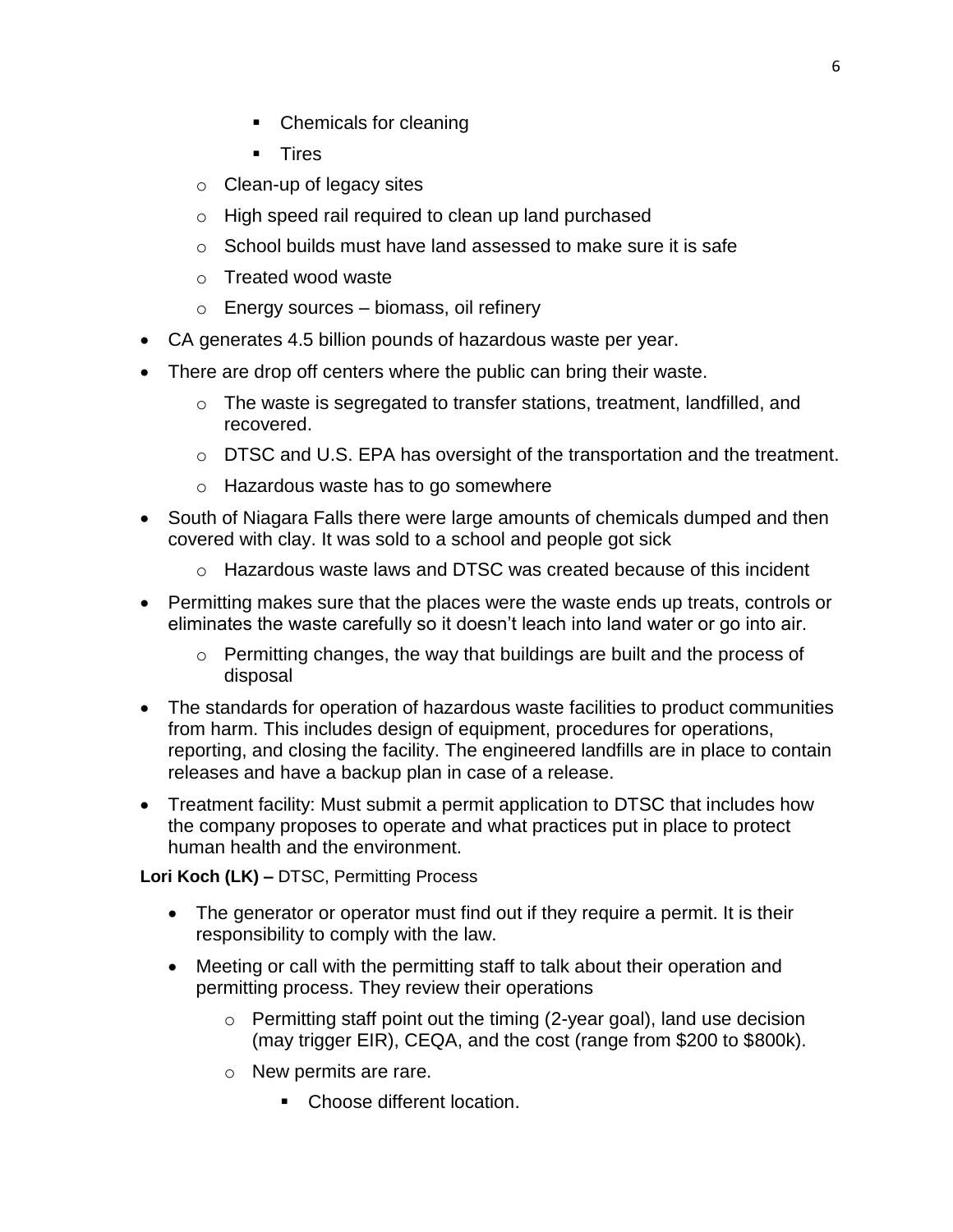- Chemicals for cleaning
        - Tires
    - Clean-up of legacy sites
    - High speed rail required to clean up land purchased
    - School builds must have land assessed to make sure it is safe
    - Treated wood waste
    - Energy sources – biomass, oil refinery
- CA generates 4.5 billion pounds of hazardous waste per year.
- There are drop off centers where the public can bring their waste.
    - The waste is segregated to transfer stations, treatment, landfilled, and recovered.
    - DTSC and U.S. EPA has oversight of the transportation and the treatment.
    - Hazardous waste has to go somewhere
- South of Niagara Falls there were large amounts of chemicals dumped and then covered with clay. It was sold to a school and people got sick
    - Hazardous waste laws and DTSC was created because of this incident
- Permitting makes sure that the places were the waste ends up treats, controls or eliminates the waste carefully so it doesn't leach into land water or go into air.
    - Permitting changes, the way that buildings are built and the process of disposal
- The standards for operation of hazardous waste facilities to product communities from harm. This includes design of equipment, procedures for operations, reporting, and closing the facility. The engineered landfills are in place to contain releases and have a backup plan in case of a release.
- Treatment facility: Must submit a permit application to DTSC that includes how the company proposes to operate and what practices put in place to protect human health and the environment.

**Lori Koch (LK) –** DTSC, Permitting Process

- The generator or operator must find out if they require a permit. It is their responsibility to comply with the law.
- Meeting or call with the permitting staff to talk about their operation and permitting process. They review their operations
    - Permitting staff point out the timing (2-year goal), land use decision (may trigger EIR), CEQA, and the cost (range from $200 to $800k).
    - New permits are rare.
        - Choose different location.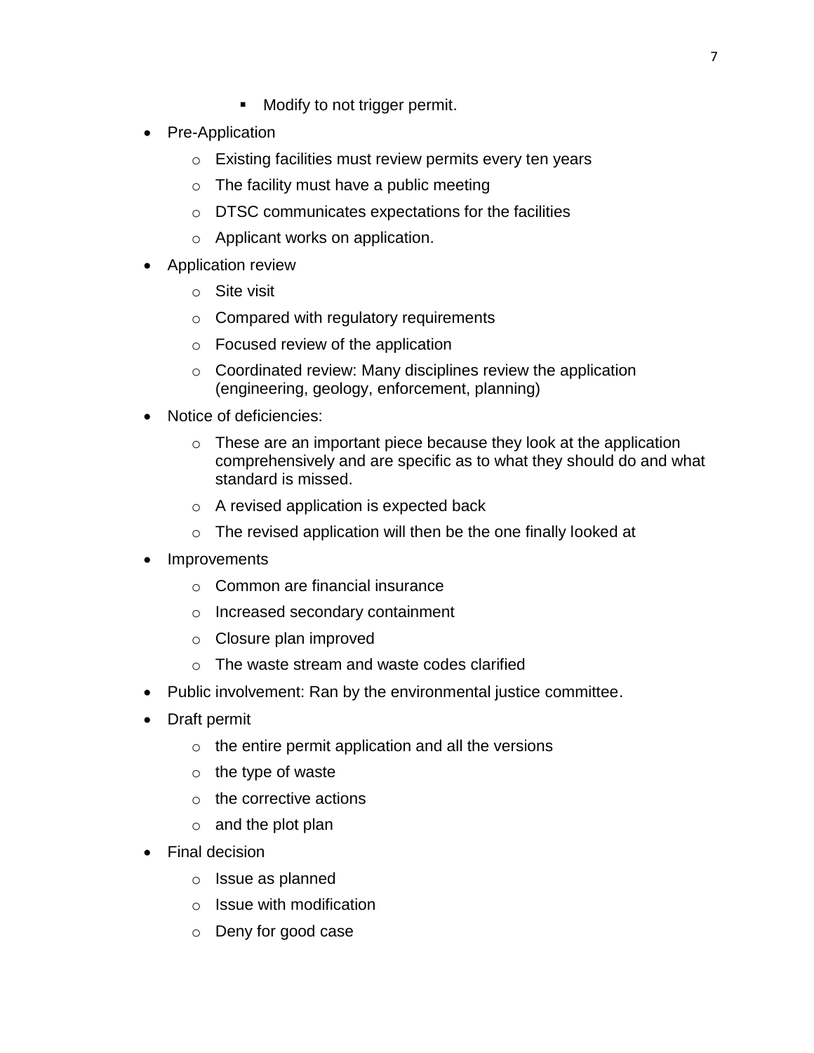- Modify to not trigger permit.
- Pre-Application
    - Existing facilities must review permits every ten years
    - The facility must have a public meeting
    - DTSC communicates expectations for the facilities
    - Applicant works on application.
- Application review
    - Site visit
    - Compared with regulatory requirements
    - Focused review of the application
    - Coordinated review: Many disciplines review the application (engineering, geology, enforcement, planning)
- Notice of deficiencies:
    - These are an important piece because they look at the application comprehensively and are specific as to what they should do and what standard is missed.
    - A revised application is expected back
    - The revised application will then be the one finally looked at
- Improvements
    - Common are financial insurance
    - Increased secondary containment
    - Closure plan improved
    - The waste stream and waste codes clarified
- Public involvement: Ran by the environmental justice committee.
- Draft permit
    - the entire permit application and all the versions
    - the type of waste
    - the corrective actions
    - and the plot plan
- Final decision
    - Issue as planned
    - Issue with modification
    - Deny for good case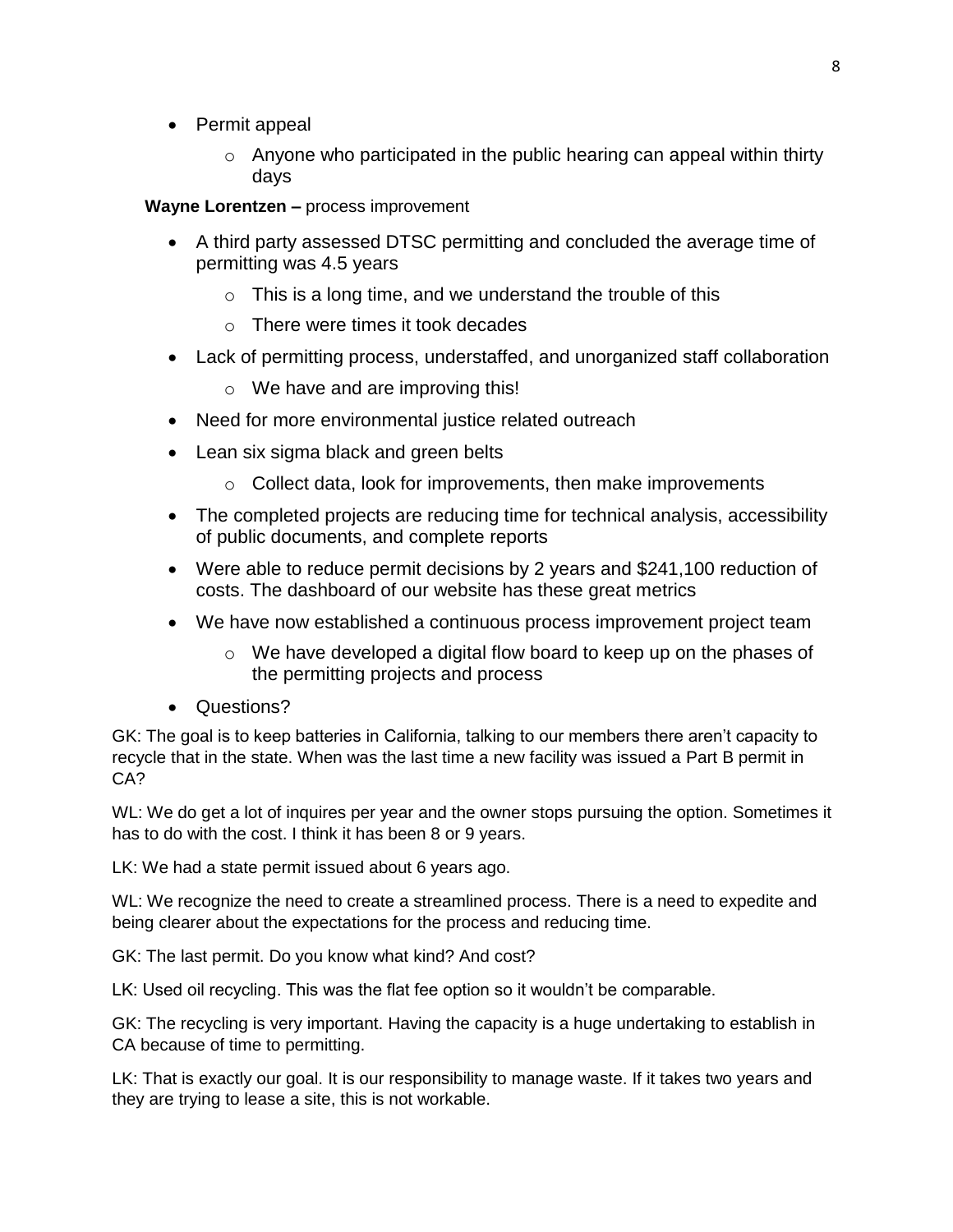- Permit appeal
    - Anyone who participated in the public hearing can appeal within thirty days

**Wayne Lorentzen –** process improvement

- A third party assessed DTSC permitting and concluded the average time of permitting was 4.5 years
    - This is a long time, and we understand the trouble of this
    - There were times it took decades
- Lack of permitting process, understaffed, and unorganized staff collaboration
    - We have and are improving this!
- Need for more environmental justice related outreach
- Lean six sigma black and green belts
    - Collect data, look for improvements, then make improvements
- The completed projects are reducing time for technical analysis, accessibility of public documents, and complete reports
- Were able to reduce permit decisions by 2 years and $241,100 reduction of costs. The dashboard of our website has these great metrics
- We have now established a continuous process improvement project team
    - We have developed a digital flow board to keep up on the phases of the permitting projects and process
- Questions?

GK: The goal is to keep batteries in California, talking to our members there aren't capacity to recycle that in the state. When was the last time a new facility was issued a Part B permit in CA?

WL: We do get a lot of inquires per year and the owner stops pursuing the option. Sometimes it has to do with the cost. I think it has been 8 or 9 years.

LK: We had a state permit issued about 6 years ago.

WL: We recognize the need to create a streamlined process. There is a need to expedite and being clearer about the expectations for the process and reducing time.

GK: The last permit. Do you know what kind? And cost?

LK: Used oil recycling. This was the flat fee option so it wouldn't be comparable.

GK: The recycling is very important. Having the capacity is a huge undertaking to establish in CA because of time to permitting.

LK: That is exactly our goal. It is our responsibility to manage waste. If it takes two years and they are trying to lease a site, this is not workable.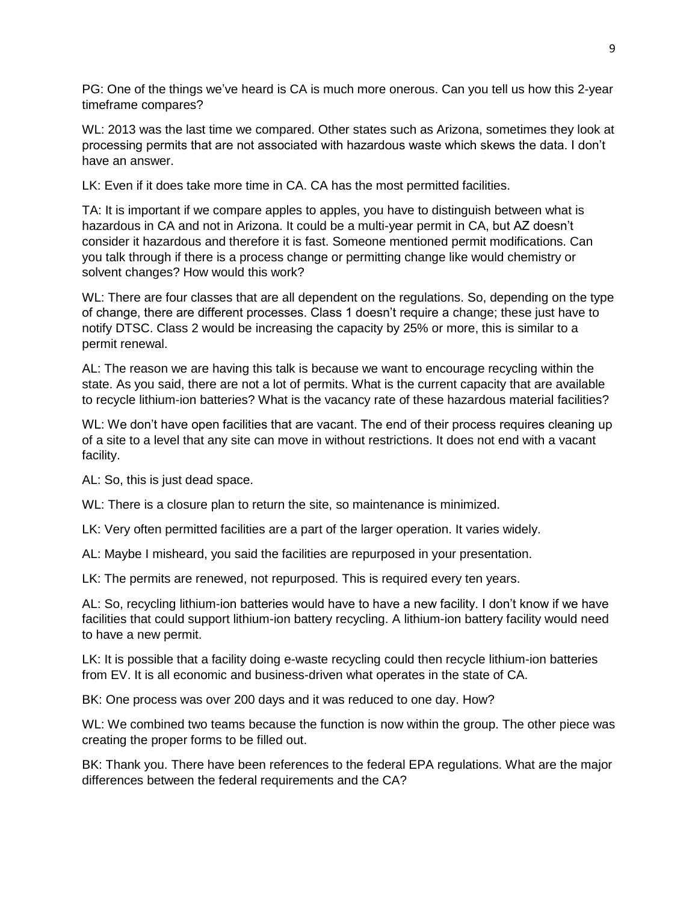PG: One of the things we've heard is CA is much more onerous. Can you tell us how this 2-year timeframe compares?

WL: 2013 was the last time we compared. Other states such as Arizona, sometimes they look at processing permits that are not associated with hazardous waste which skews the data. I don't have an answer.

LK: Even if it does take more time in CA. CA has the most permitted facilities.

TA: It is important if we compare apples to apples, you have to distinguish between what is hazardous in CA and not in Arizona. It could be a multi-year permit in CA, but AZ doesn't consider it hazardous and therefore it is fast. Someone mentioned permit modifications. Can you talk through if there is a process change or permitting change like would chemistry or solvent changes? How would this work?

WL: There are four classes that are all dependent on the regulations. So, depending on the type of change, there are different processes. Class 1 doesn't require a change; these just have to notify DTSC. Class 2 would be increasing the capacity by 25% or more, this is similar to a permit renewal.

AL: The reason we are having this talk is because we want to encourage recycling within the state. As you said, there are not a lot of permits. What is the current capacity that are available to recycle lithium-ion batteries? What is the vacancy rate of these hazardous material facilities?

WL: We don't have open facilities that are vacant. The end of their process requires cleaning up of a site to a level that any site can move in without restrictions. It does not end with a vacant facility.

AL: So, this is just dead space.

WL: There is a closure plan to return the site, so maintenance is minimized.

LK: Very often permitted facilities are a part of the larger operation. It varies widely.

AL: Maybe I misheard, you said the facilities are repurposed in your presentation.

LK: The permits are renewed, not repurposed. This is required every ten years.

AL: So, recycling lithium-ion batteries would have to have a new facility. I don't know if we have facilities that could support lithium-ion battery recycling. A lithium-ion battery facility would need to have a new permit.

LK: It is possible that a facility doing e-waste recycling could then recycle lithium-ion batteries from EV. It is all economic and business-driven what operates in the state of CA.

BK: One process was over 200 days and it was reduced to one day. How?

WL: We combined two teams because the function is now within the group. The other piece was creating the proper forms to be filled out.

BK: Thank you. There have been references to the federal EPA regulations. What are the major differences between the federal requirements and the CA?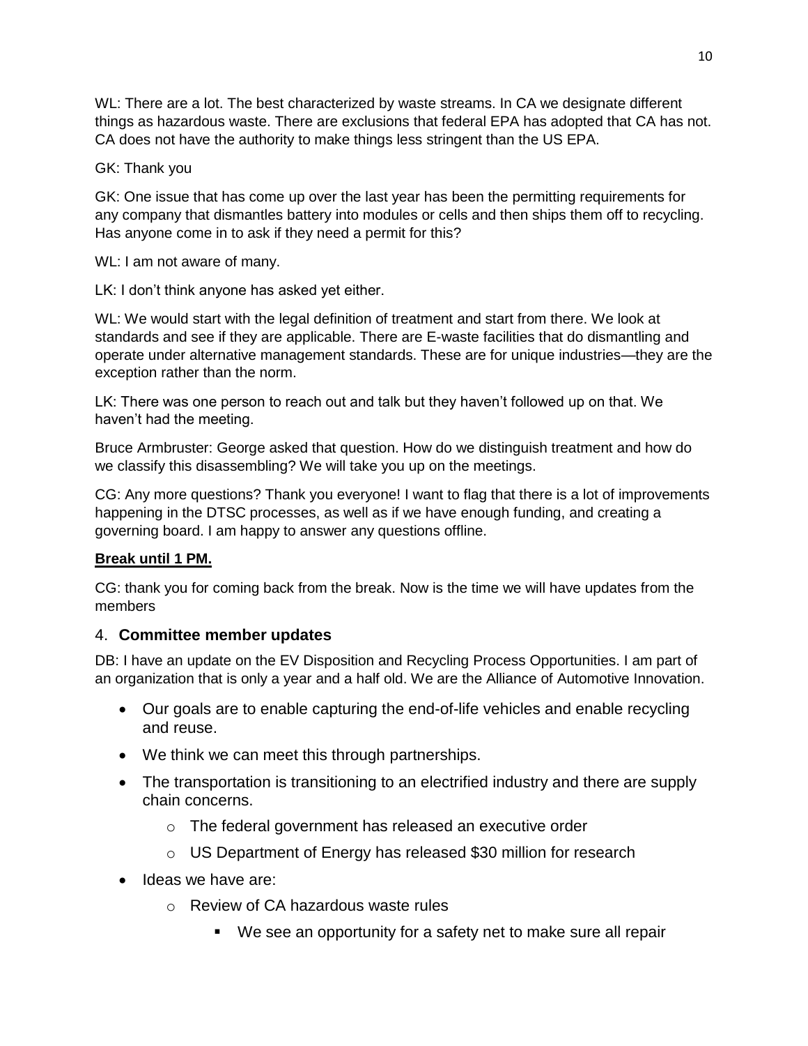WL: There are a lot. The best characterized by waste streams. In CA we designate different things as hazardous waste. There are exclusions that federal EPA has adopted that CA has not. CA does not have the authority to make things less stringent than the US EPA.

GK: Thank you

GK: One issue that has come up over the last year has been the permitting requirements for any company that dismantles battery into modules or cells and then ships them off to recycling. Has anyone come in to ask if they need a permit for this?

WL: I am not aware of many.

LK: I don't think anyone has asked yet either.

WL: We would start with the legal definition of treatment and start from there. We look at standards and see if they are applicable. There are E-waste facilities that do dismantling and operate under alternative management standards. These are for unique industries—they are the exception rather than the norm.

LK: There was one person to reach out and talk but they haven't followed up on that. We haven't had the meeting.

Bruce Armbruster: George asked that question. How do we distinguish treatment and how do we classify this disassembling? We will take you up on the meetings.

CG: Any more questions? Thank you everyone! I want to flag that there is a lot of improvements happening in the DTSC processes, as well as if we have enough funding, and creating a governing board. I am happy to answer any questions offline.

**Break until 1 PM.**

CG: thank you for coming back from the break. Now is the time we will have updates from the members

## 4. Committee member updates

DB: I have an update on the EV Disposition and Recycling Process Opportunities. I am part of an organization that is only a year and a half old. We are the Alliance of Automotive Innovation.

- Our goals are to enable capturing the end-of-life vehicles and enable recycling and reuse.
- We think we can meet this through partnerships.
- The transportation is transitioning to an electrified industry and there are supply chain concerns.
  - The federal government has released an executive order
  - US Department of Energy has released $30 million for research
- Ideas we have are:
  - Review of CA hazardous waste rules
    - We see an opportunity for a safety net to make sure all repair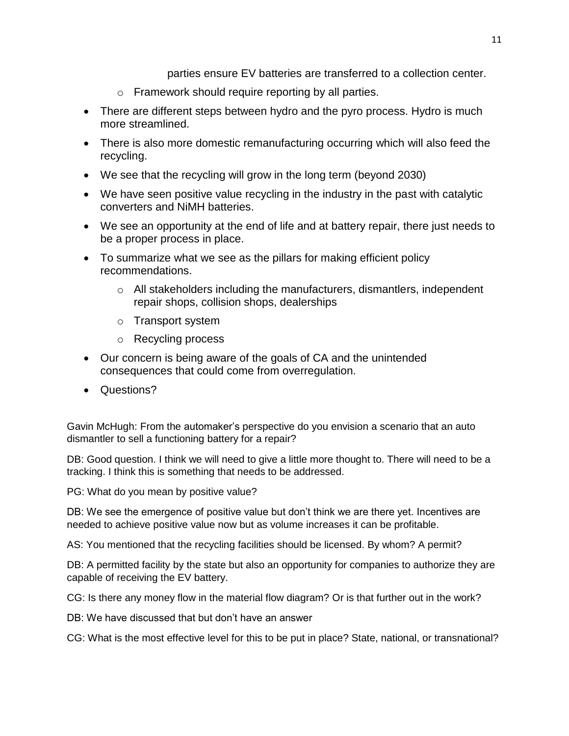parties ensure EV batteries are transferred to a collection center.

  - Framework should require reporting by all parties.

- There are different steps between hydro and the pyro process. Hydro is much more streamlined.
- There is also more domestic remanufacturing occurring which will also feed the recycling.
- We see that the recycling will grow in the long term (beyond 2030)
- We have seen positive value recycling in the industry in the past with catalytic converters and NiMH batteries.
- We see an opportunity at the end of life and at battery repair, there just needs to be a proper process in place.
- To summarize what we see as the pillars for making efficient policy recommendations.
  - All stakeholders including the manufacturers, dismantlers, independent repair shops, collision shops, dealerships
  - Transport system
  - Recycling process
- Our concern is being aware of the goals of CA and the unintended consequences that could come from overregulation.
- Questions?

Gavin McHugh: From the automaker's perspective do you envision a scenario that an auto dismantler to sell a functioning battery for a repair?

DB: Good question. I think we will need to give a little more thought to. There will need to be a tracking. I think this is something that needs to be addressed.

PG: What do you mean by positive value?

DB: We see the emergence of positive value but don't think we are there yet. Incentives are needed to achieve positive value now but as volume increases it can be profitable.

AS: You mentioned that the recycling facilities should be licensed. By whom? A permit?

DB: A permitted facility by the state but also an opportunity for companies to authorize they are capable of receiving the EV battery.

CG: Is there any money flow in the material flow diagram? Or is that further out in the work?

DB: We have discussed that but don't have an answer

CG: What is the most effective level for this to be put in place? State, national, or transnational?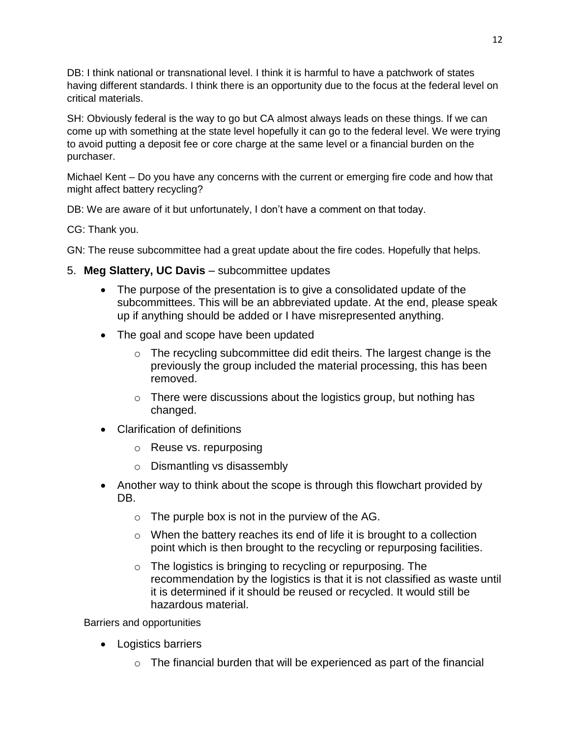DB: I think national or transnational level. I think it is harmful to have a patchwork of states having different standards. I think there is an opportunity due to the focus at the federal level on critical materials.

SH: Obviously federal is the way to go but CA almost always leads on these things. If we can come up with something at the state level hopefully it can go to the federal level. We were trying to avoid putting a deposit fee or core charge at the same level or a financial burden on the purchaser.

Michael Kent – Do you have any concerns with the current or emerging fire code and how that might affect battery recycling?

DB: We are aware of it but unfortunately, I don't have a comment on that today.

CG: Thank you.

GN: The reuse subcommittee had a great update about the fire codes. Hopefully that helps.

5. **Meg Slattery, UC Davis** – subcommittee updates
   - The purpose of the presentation is to give a consolidated update of the subcommittees. This will be an abbreviated update. At the end, please speak up if anything should be added or I have misrepresented anything.
   - The goal and scope have been updated
     - The recycling subcommittee did edit theirs. The largest change is the previously the group included the material processing, this has been removed.
     - There were discussions about the logistics group, but nothing has changed.
   - Clarification of definitions
     - Reuse vs. repurposing
     - Dismantling vs disassembly
   - Another way to think about the scope is through this flowchart provided by DB.
     - The purple box is not in the purview of the AG.
     - When the battery reaches its end of life it is brought to a collection point which is then brought to the recycling or repurposing facilities.
     - The logistics is bringing to recycling or repurposing. The recommendation by the logistics is that it is not classified as waste until it is determined if it should be reused or recycled. It would still be hazardous material.

Barriers and opportunities

- Logistics barriers
  - The financial burden that will be experienced as part of the financial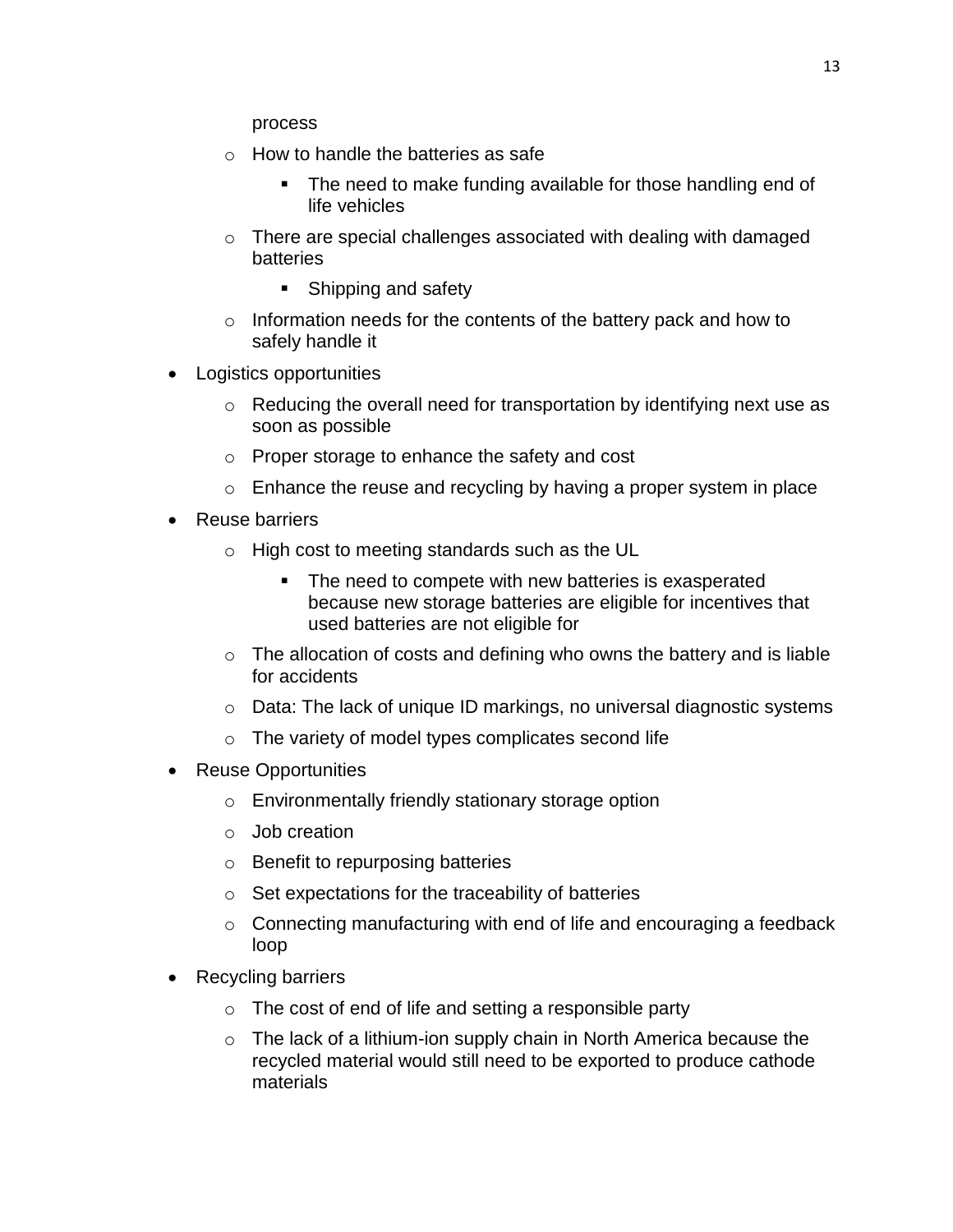process

  - How to handle the batteries as safe
    - The need to make funding available for those handling end of life vehicles
  - There are special challenges associated with dealing with damaged batteries
    - Shipping and safety
  - Information needs for the contents of the battery pack and how to safely handle it
- Logistics opportunities
  - Reducing the overall need for transportation by identifying next use as soon as possible
  - Proper storage to enhance the safety and cost
  - Enhance the reuse and recycling by having a proper system in place
- Reuse barriers
  - High cost to meeting standards such as the UL
    - The need to compete with new batteries is exasperated because new storage batteries are eligible for incentives that used batteries are not eligible for
  - The allocation of costs and defining who owns the battery and is liable for accidents
  - Data: The lack of unique ID markings, no universal diagnostic systems
  - The variety of model types complicates second life
- Reuse Opportunities
  - Environmentally friendly stationary storage option
  - Job creation
  - Benefit to repurposing batteries
  - Set expectations for the traceability of batteries
  - Connecting manufacturing with end of life and encouraging a feedback loop
- Recycling barriers
  - The cost of end of life and setting a responsible party
  - The lack of a lithium-ion supply chain in North America because the recycled material would still need to be exported to produce cathode materials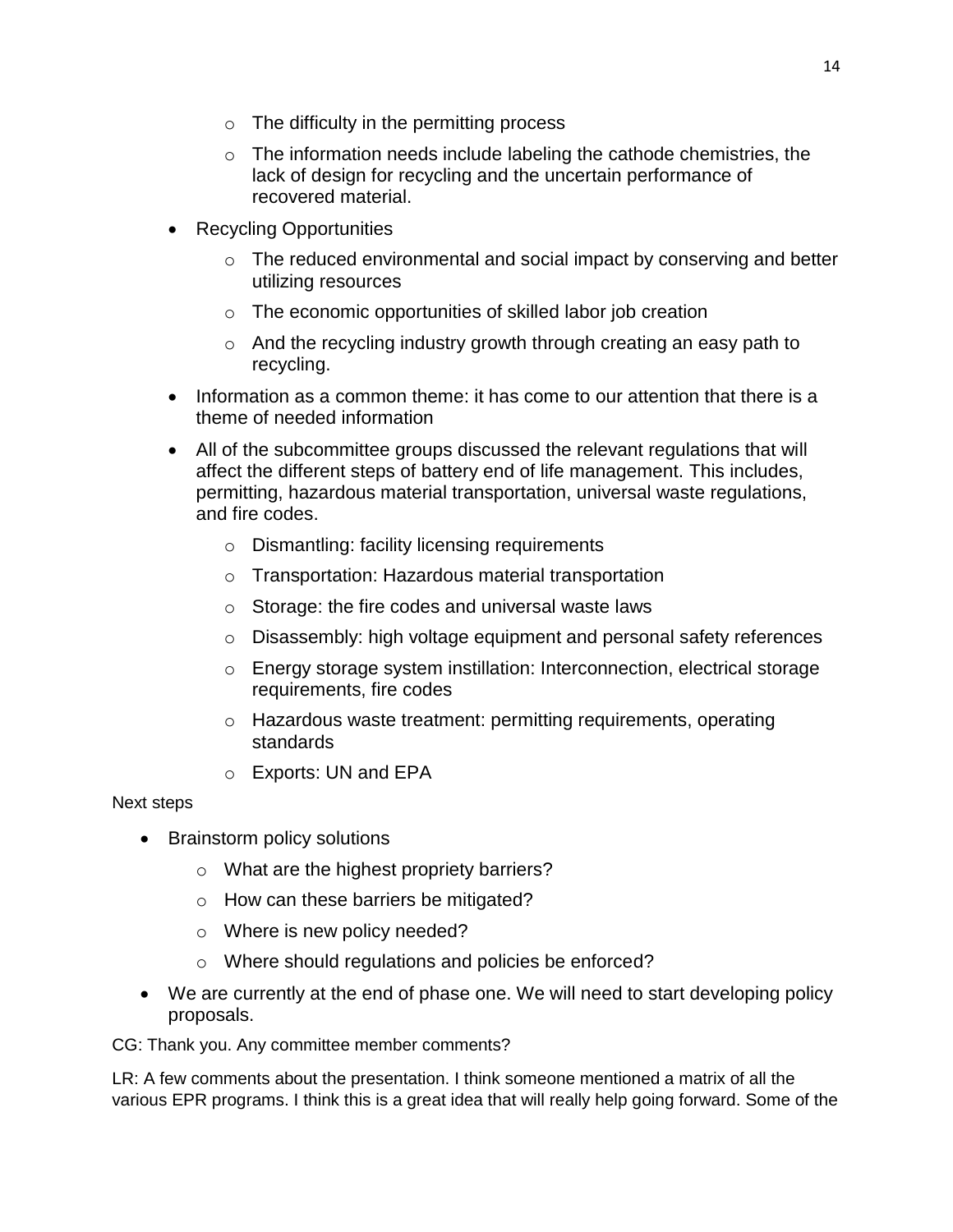- The difficulty in the permitting process
    - The information needs include labeling the cathode chemistries, the lack of design for recycling and the uncertain performance of recovered material.
- Recycling Opportunities
    - The reduced environmental and social impact by conserving and better utilizing resources
    - The economic opportunities of skilled labor job creation
    - And the recycling industry growth through creating an easy path to recycling.
- Information as a common theme: it has come to our attention that there is a theme of needed information
- All of the subcommittee groups discussed the relevant regulations that will affect the different steps of battery end of life management. This includes, permitting, hazardous material transportation, universal waste regulations, and fire codes.
    - Dismantling: facility licensing requirements
    - Transportation: Hazardous material transportation
    - Storage: the fire codes and universal waste laws
    - Disassembly: high voltage equipment and personal safety references
    - Energy storage system instillation: Interconnection, electrical storage requirements, fire codes
    - Hazardous waste treatment: permitting requirements, operating standards
    - Exports: UN and EPA

Next steps

- Brainstorm policy solutions
    - What are the highest propriety barriers?
    - How can these barriers be mitigated?
    - Where is new policy needed?
    - Where should regulations and policies be enforced?
- We are currently at the end of phase one. We will need to start developing policy proposals.

CG: Thank you. Any committee member comments?

LR: A few comments about the presentation. I think someone mentioned a matrix of all the various EPR programs. I think this is a great idea that will really help going forward. Some of the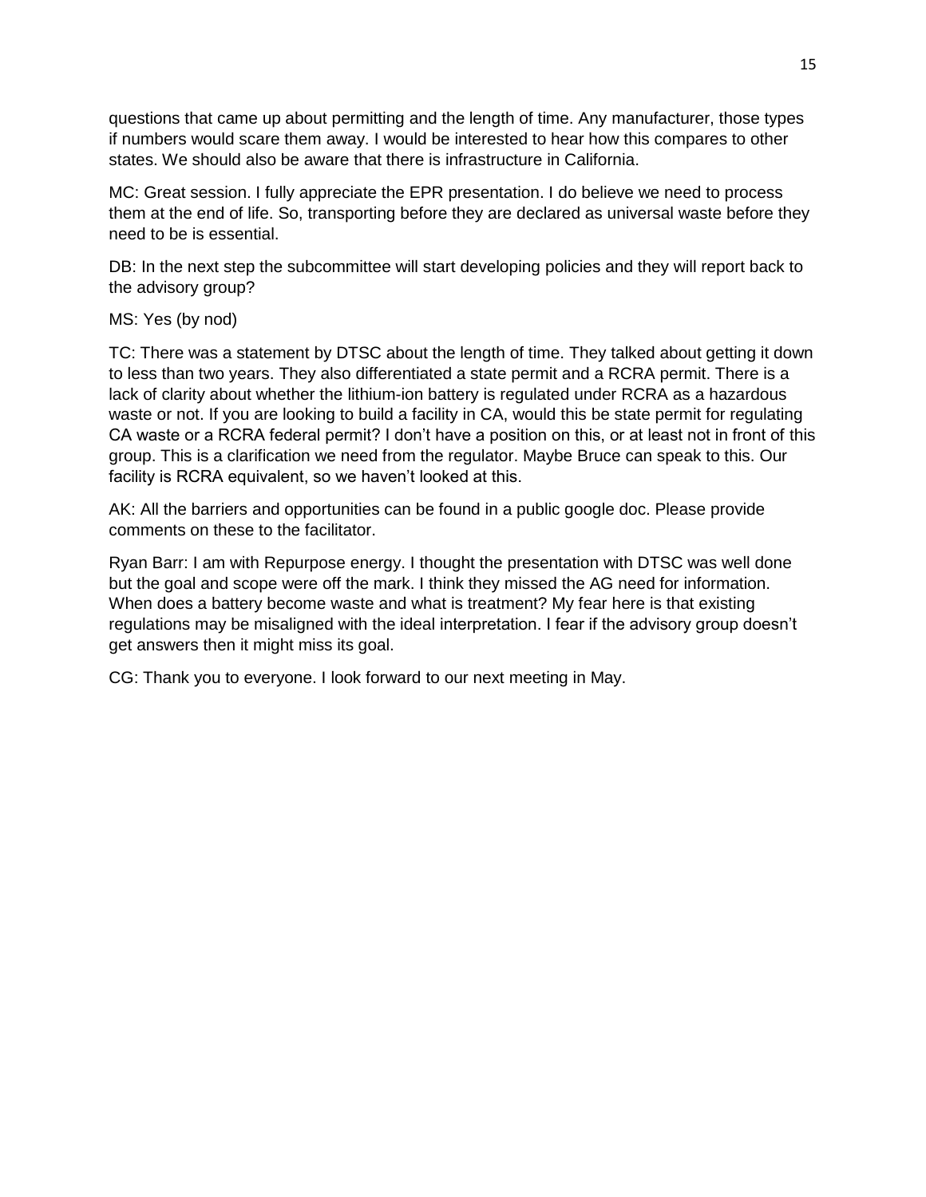questions that came up about permitting and the length of time. Any manufacturer, those types if numbers would scare them away. I would be interested to hear how this compares to other states. We should also be aware that there is infrastructure in California.

MC: Great session. I fully appreciate the EPR presentation. I do believe we need to process them at the end of life. So, transporting before they are declared as universal waste before they need to be is essential.

DB: In the next step the subcommittee will start developing policies and they will report back to the advisory group?

MS: Yes (by nod)

TC: There was a statement by DTSC about the length of time. They talked about getting it down to less than two years. They also differentiated a state permit and a RCRA permit. There is a lack of clarity about whether the lithium-ion battery is regulated under RCRA as a hazardous waste or not. If you are looking to build a facility in CA, would this be state permit for regulating CA waste or a RCRA federal permit? I don't have a position on this, or at least not in front of this group. This is a clarification we need from the regulator. Maybe Bruce can speak to this. Our facility is RCRA equivalent, so we haven't looked at this.

AK: All the barriers and opportunities can be found in a public google doc. Please provide comments on these to the facilitator.

Ryan Barr: I am with Repurpose energy. I thought the presentation with DTSC was well done but the goal and scope were off the mark. I think they missed the AG need for information. When does a battery become waste and what is treatment? My fear here is that existing regulations may be misaligned with the ideal interpretation. I fear if the advisory group doesn't get answers then it might miss its goal.

CG: Thank you to everyone. I look forward to our next meeting in May.